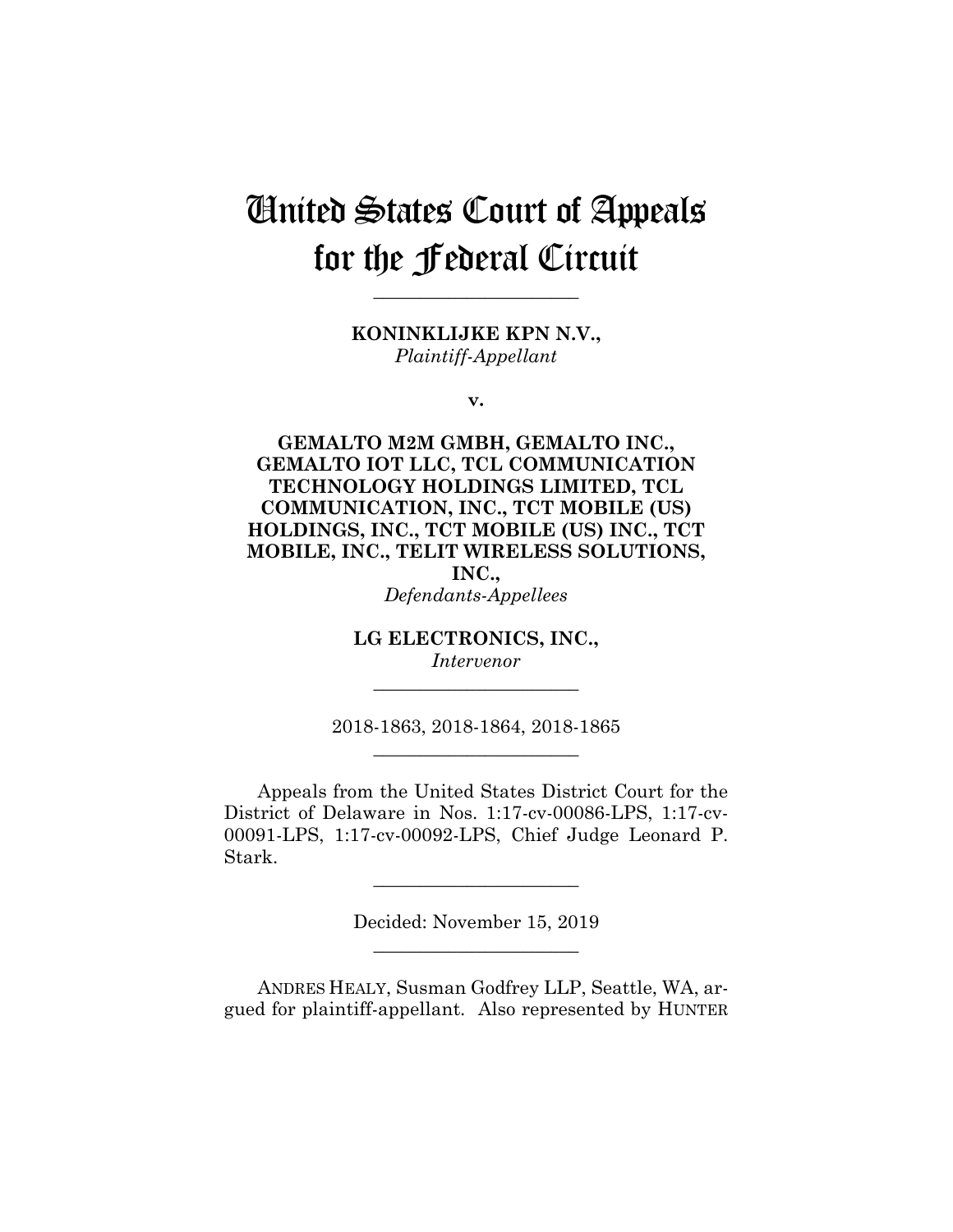# United States Court of Appeals for the Federal Circuit

______________________

**KONINKLIJKE KPN N.V.,**
*Plaintiff-Appellant*

**v.**

**GEMALTO M2M GMBH, GEMALTO INC., GEMALTO IOT LLC, TCL COMMUNICATION TECHNOLOGY HOLDINGS LIMITED, TCL COMMUNICATION, INC., TCT MOBILE (US) HOLDINGS, INC., TCT MOBILE (US) INC., TCT MOBILE, INC., TELIT WIRELESS SOLUTIONS, INC.,**
*Defendants-Appellees*

**LG ELECTRONICS, INC.,**
*Intervenor*

______________________

2018-1863, 2018-1864, 2018-1865

______________________

Appeals from the United States District Court for the District of Delaware in Nos. 1:17-cv-00086-LPS, 1:17-cv-00091-LPS, 1:17-cv-00092-LPS, Chief Judge Leonard P. Stark.

______________________

Decided: November 15, 2019

______________________

ANDRES HEALY, Susman Godfrey LLP, Seattle, WA, argued for plaintiff-appellant. Also represented by HUNTER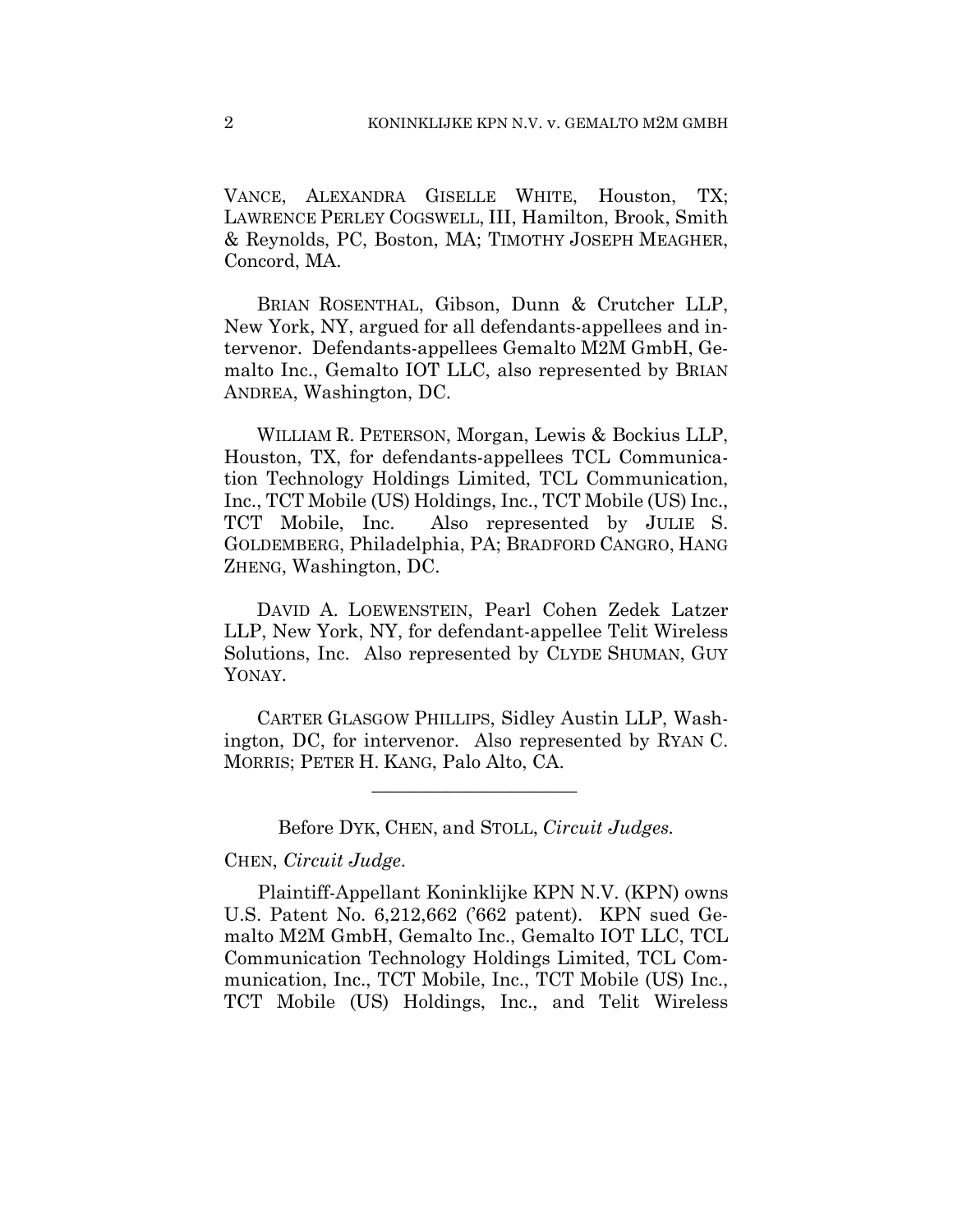VANCE, ALEXANDRA GISELLE WHITE, Houston, TX; LAWRENCE PERLEY COGSWELL, III, Hamilton, Brook, Smith & Reynolds, PC, Boston, MA; TIMOTHY JOSEPH MEAGHER, Concord, MA.

BRIAN ROSENTHAL, Gibson, Dunn & Crutcher LLP, New York, NY, argued for all defendants-appellees and intervenor. Defendants-appellees Gemalto M2M GmbH, Gemalto Inc., Gemalto IOT LLC, also represented by BRIAN ANDREA, Washington, DC.

WILLIAM R. PETERSON, Morgan, Lewis & Bockius LLP, Houston, TX, for defendants-appellees TCL Communication Technology Holdings Limited, TCL Communication, Inc., TCT Mobile (US) Holdings, Inc., TCT Mobile (US) Inc., TCT Mobile, Inc. Also represented by JULIE S. GOLDEMBERG, Philadelphia, PA; BRADFORD CANGRO, HANG ZHENG, Washington, DC.

DAVID A. LOEWENSTEIN, Pearl Cohen Zedek Latzer LLP, New York, NY, for defendant-appellee Telit Wireless Solutions, Inc. Also represented by CLYDE SHUMAN, GUY YONAY.

CARTER GLASGOW PHILLIPS, Sidley Austin LLP, Washington, DC, for intervenor. Also represented by RYAN C. MORRIS; PETER H. KANG, Palo Alto, CA.

---

Before DYK, CHEN, and STOLL, *Circuit Judges*.

CHEN, *Circuit Judge*.

Plaintiff-Appellant Koninklijke KPN N.V. (KPN) owns U.S. Patent No. 6,212,662 ('662 patent). KPN sued Gemalto M2M GmbH, Gemalto Inc., Gemalto IOT LLC, TCL Communication Technology Holdings Limited, TCL Communication, Inc., TCT Mobile, Inc., TCT Mobile (US) Inc., TCT Mobile (US) Holdings, Inc., and Telit Wireless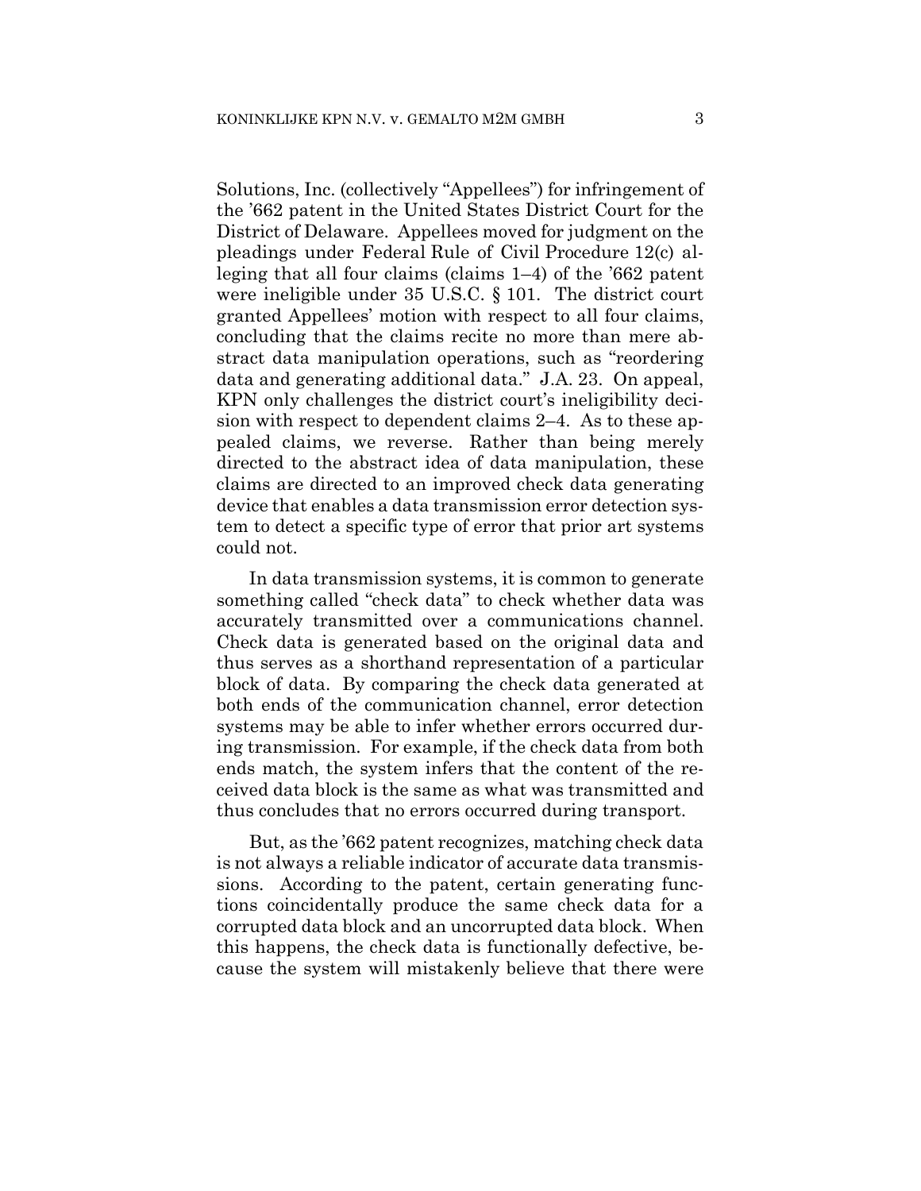Solutions, Inc. (collectively "Appellees") for infringement of the '662 patent in the United States District Court for the District of Delaware. Appellees moved for judgment on the pleadings under Federal Rule of Civil Procedure 12(c) alleging that all four claims (claims 1–4) of the '662 patent were ineligible under 35 U.S.C. § 101. The district court granted Appellees' motion with respect to all four claims, concluding that the claims recite no more than mere abstract data manipulation operations, such as "reordering data and generating additional data." J.A. 23. On appeal, KPN only challenges the district court's ineligibility decision with respect to dependent claims 2–4. As to these appealed claims, we reverse. Rather than being merely directed to the abstract idea of data manipulation, these claims are directed to an improved check data generating device that enables a data transmission error detection system to detect a specific type of error that prior art systems could not.

In data transmission systems, it is common to generate something called "check data" to check whether data was accurately transmitted over a communications channel. Check data is generated based on the original data and thus serves as a shorthand representation of a particular block of data. By comparing the check data generated at both ends of the communication channel, error detection systems may be able to infer whether errors occurred during transmission. For example, if the check data from both ends match, the system infers that the content of the received data block is the same as what was transmitted and thus concludes that no errors occurred during transport.

But, as the '662 patent recognizes, matching check data is not always a reliable indicator of accurate data transmissions. According to the patent, certain generating functions coincidentally produce the same check data for a corrupted data block and an uncorrupted data block. When this happens, the check data is functionally defective, because the system will mistakenly believe that there were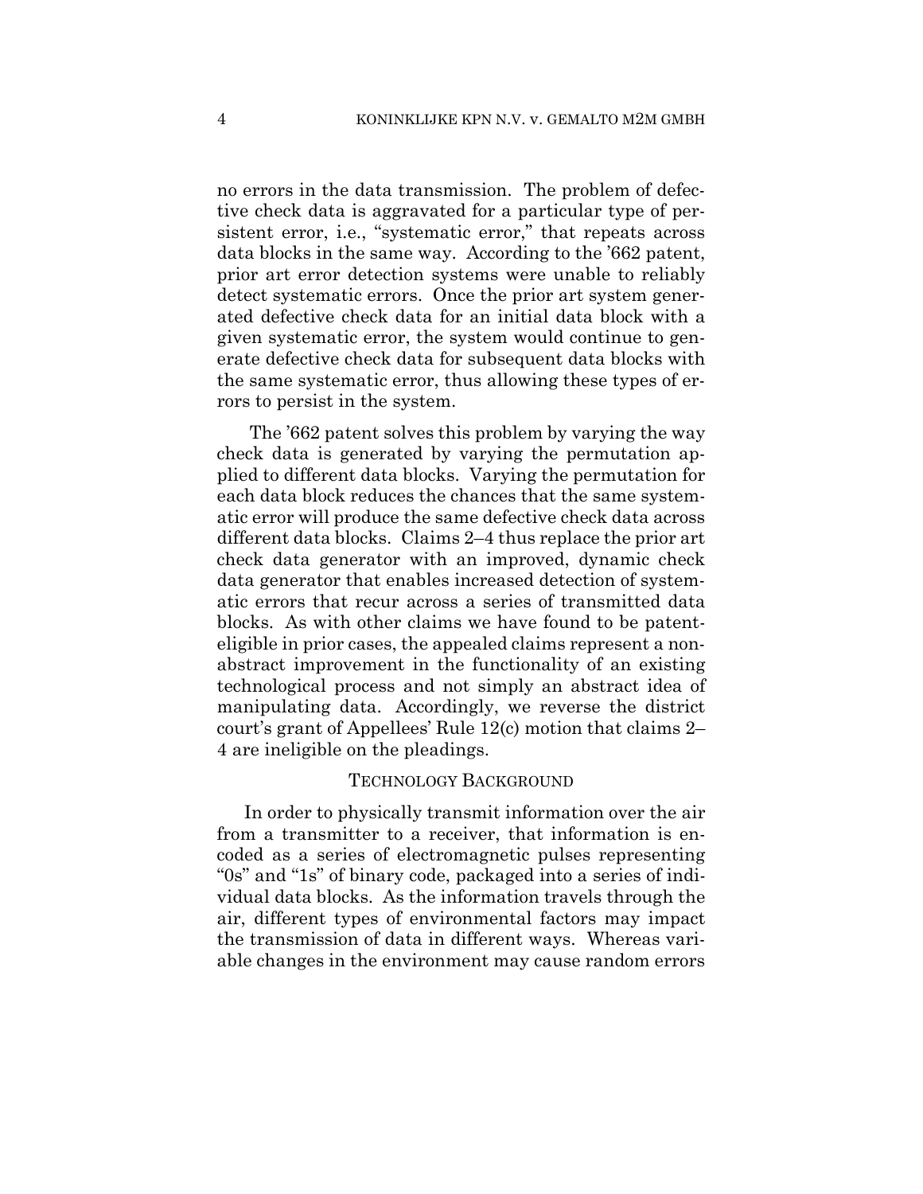no errors in the data transmission. The problem of defective check data is aggravated for a particular type of persistent error, i.e., "systematic error," that repeats across data blocks in the same way. According to the '662 patent, prior art error detection systems were unable to reliably detect systematic errors. Once the prior art system generated defective check data for an initial data block with a given systematic error, the system would continue to generate defective check data for subsequent data blocks with the same systematic error, thus allowing these types of errors to persist in the system.

The '662 patent solves this problem by varying the way check data is generated by varying the permutation applied to different data blocks. Varying the permutation for each data block reduces the chances that the same systematic error will produce the same defective check data across different data blocks. Claims 2–4 thus replace the prior art check data generator with an improved, dynamic check data generator that enables increased detection of systematic errors that recur across a series of transmitted data blocks. As with other claims we have found to be patent-eligible in prior cases, the appealed claims represent a non-abstract improvement in the functionality of an existing technological process and not simply an abstract idea of manipulating data. Accordingly, we reverse the district court's grant of Appellees' Rule 12(c) motion that claims 2–4 are ineligible on the pleadings.

## TECHNOLOGY BACKGROUND

In order to physically transmit information over the air from a transmitter to a receiver, that information is encoded as a series of electromagnetic pulses representing "0s" and "1s" of binary code, packaged into a series of individual data blocks. As the information travels through the air, different types of environmental factors may impact the transmission of data in different ways. Whereas variable changes in the environment may cause random errors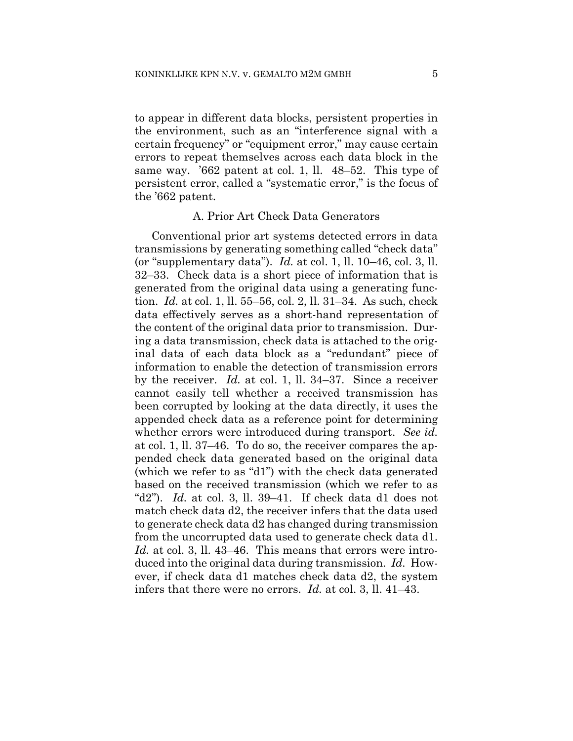to appear in different data blocks, persistent properties in the environment, such as an "interference signal with a certain frequency" or "equipment error," may cause certain errors to repeat themselves across each data block in the same way. '662 patent at col. 1, ll. 48–52. This type of persistent error, called a "systematic error," is the focus of the '662 patent.

### A. Prior Art Check Data Generators

Conventional prior art systems detected errors in data transmissions by generating something called "check data" (or "supplementary data"). *Id.* at col. 1, ll. 10–46, col. 3, ll. 32–33. Check data is a short piece of information that is generated from the original data using a generating function. *Id.* at col. 1, ll. 55–56, col. 2, ll. 31–34. As such, check data effectively serves as a short-hand representation of the content of the original data prior to transmission. During a data transmission, check data is attached to the original data of each data block as a "redundant" piece of information to enable the detection of transmission errors by the receiver. *Id.* at col. 1, ll. 34–37. Since a receiver cannot easily tell whether a received transmission has been corrupted by looking at the data directly, it uses the appended check data as a reference point for determining whether errors were introduced during transport. *See id.* at col. 1, ll. 37–46. To do so, the receiver compares the appended check data generated based on the original data (which we refer to as "d1") with the check data generated based on the received transmission (which we refer to as "d2"). *Id.* at col. 3, ll. 39–41. If check data d1 does not match check data d2, the receiver infers that the data used to generate check data d2 has changed during transmission from the uncorrupted data used to generate check data d1. *Id.* at col. 3, ll. 43–46. This means that errors were introduced into the original data during transmission. *Id.* However, if check data d1 matches check data d2, the system infers that there were no errors. *Id.* at col. 3, ll. 41–43.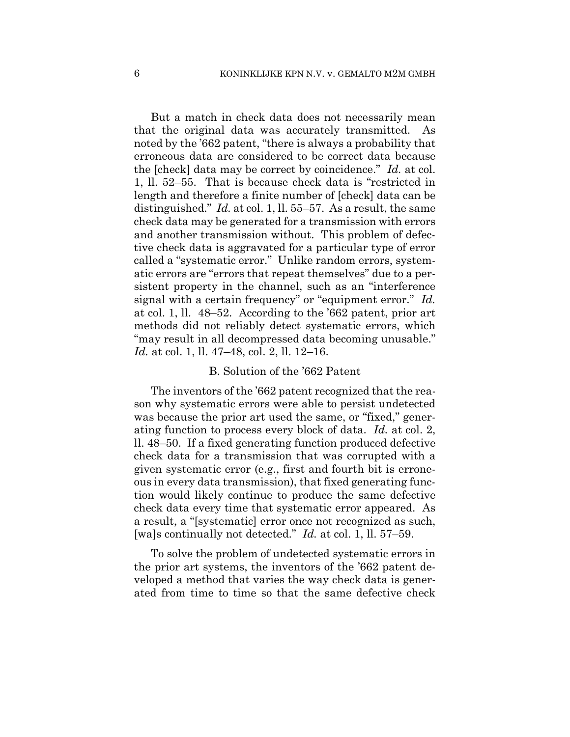But a match in check data does not necessarily mean that the original data was accurately transmitted. As noted by the '662 patent, "there is always a probability that erroneous data are considered to be correct data because the [check] data may be correct by coincidence." *Id.* at col. 1, ll. 52–55. That is because check data is "restricted in length and therefore a finite number of [check] data can be distinguished." *Id.* at col. 1, ll. 55–57. As a result, the same check data may be generated for a transmission with errors and another transmission without. This problem of defective check data is aggravated for a particular type of error called a "systematic error." Unlike random errors, systematic errors are "errors that repeat themselves" due to a persistent property in the channel, such as an "interference signal with a certain frequency" or "equipment error." *Id.* at col. 1, ll. 48–52. According to the '662 patent, prior art methods did not reliably detect systematic errors, which "may result in all decompressed data becoming unusable." *Id.* at col. 1, ll. 47–48, col. 2, ll. 12–16.

### B. Solution of the '662 Patent

The inventors of the '662 patent recognized that the reason why systematic errors were able to persist undetected was because the prior art used the same, or "fixed," generating function to process every block of data. *Id.* at col. 2, ll. 48–50. If a fixed generating function produced defective check data for a transmission that was corrupted with a given systematic error (e.g., first and fourth bit is erroneous in every data transmission), that fixed generating function would likely continue to produce the same defective check data every time that systematic error appeared. As a result, a "[systematic] error once not recognized as such, [wa]s continually not detected." *Id.* at col. 1, ll. 57–59.

To solve the problem of undetected systematic errors in the prior art systems, the inventors of the '662 patent developed a method that varies the way check data is generated from time to time so that the same defective check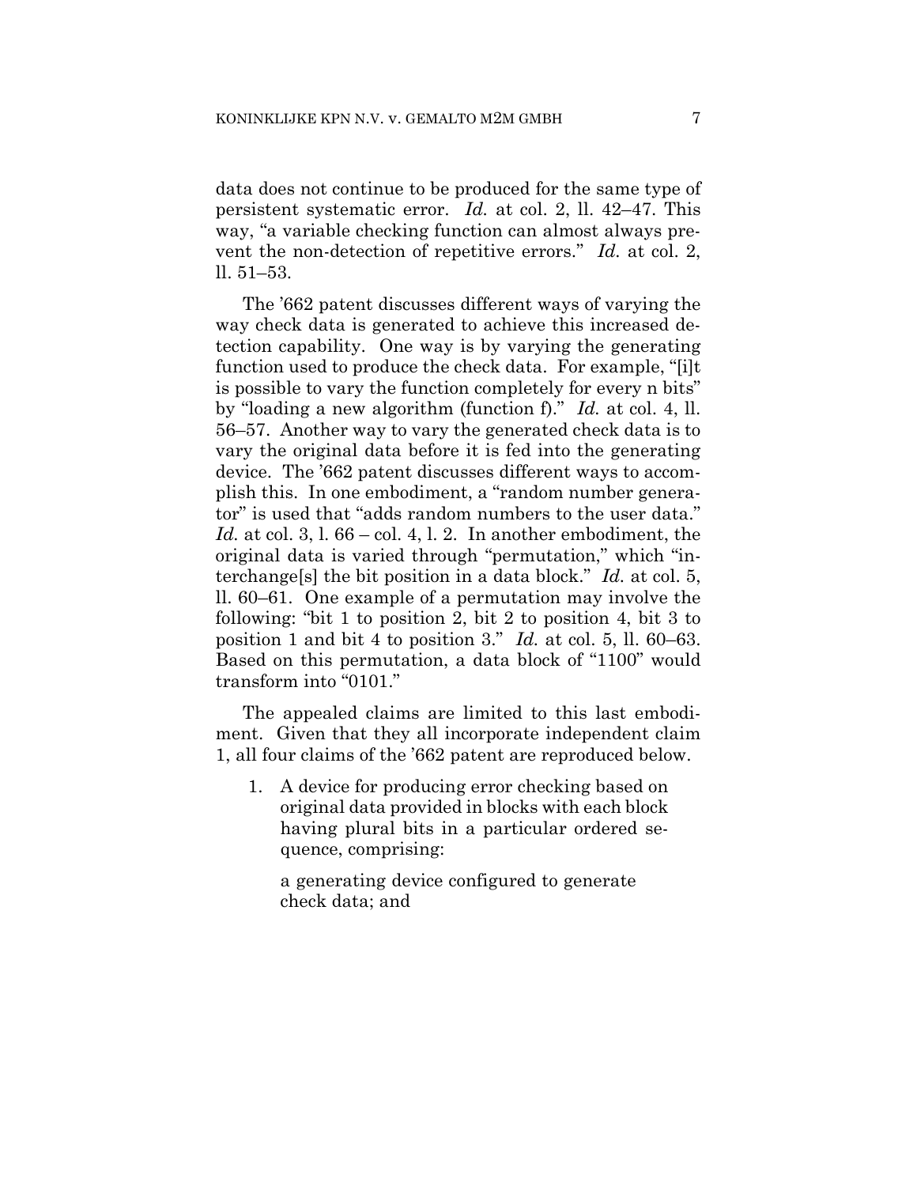data does not continue to be produced for the same type of persistent systematic error. *Id.* at col. 2, ll. 42–47. This way, "a variable checking function can almost always prevent the non-detection of repetitive errors." *Id.* at col. 2, ll. 51–53.

The '662 patent discusses different ways of varying the way check data is generated to achieve this increased detection capability. One way is by varying the generating function used to produce the check data. For example, "[i]t is possible to vary the function completely for every n bits" by "loading a new algorithm (function f)." *Id.* at col. 4, ll. 56–57. Another way to vary the generated check data is to vary the original data before it is fed into the generating device. The '662 patent discusses different ways to accomplish this. In one embodiment, a "random number generator" is used that "adds random numbers to the user data." *Id.* at col. 3, l. 66 – col. 4, l. 2. In another embodiment, the original data is varied through "permutation," which "interchange[s] the bit position in a data block." *Id.* at col. 5, ll. 60–61. One example of a permutation may involve the following: "bit 1 to position 2, bit 2 to position 4, bit 3 to position 1 and bit 4 to position 3." *Id.* at col. 5, ll. 60–63. Based on this permutation, a data block of "1100" would transform into "0101."

The appealed claims are limited to this last embodiment. Given that they all incorporate independent claim 1, all four claims of the '662 patent are reproduced below.

> 1. A device for producing error checking based on original data provided in blocks with each block having plural bits in a particular ordered sequence, comprising:
>
> a generating device configured to generate check data; and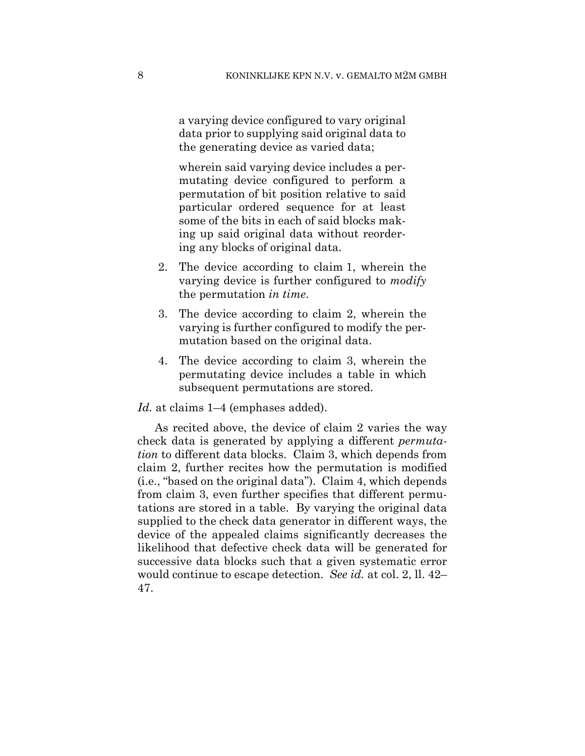> a varying device configured to vary original data prior to supplying said original data to the generating device as varied data;
>
> wherein said varying device includes a permutating device configured to perform a permutation of bit position relative to said particular ordered sequence for at least some of the bits in each of said blocks making up said original data without reordering any blocks of original data.
>
> 2. The device according to claim 1, wherein the varying device is further configured to *modify* the permutation *in time*.
>
> 3. The device according to claim 2, wherein the varying is further configured to modify the permutation based on the original data.
>
> 4. The device according to claim 3, wherein the permutating device includes a table in which subsequent permutations are stored.

*Id.* at claims 1–4 (emphases added).

As recited above, the device of claim 2 varies the way check data is generated by applying a different *permutation* to different data blocks. Claim 3, which depends from claim 2, further recites how the permutation is modified (i.e., "based on the original data"). Claim 4, which depends from claim 3, even further specifies that different permutations are stored in a table. By varying the original data supplied to the check data generator in different ways, the device of the appealed claims significantly decreases the likelihood that defective check data will be generated for successive data blocks such that a given systematic error would continue to escape detection. *See id.* at col. 2, ll. 42–47.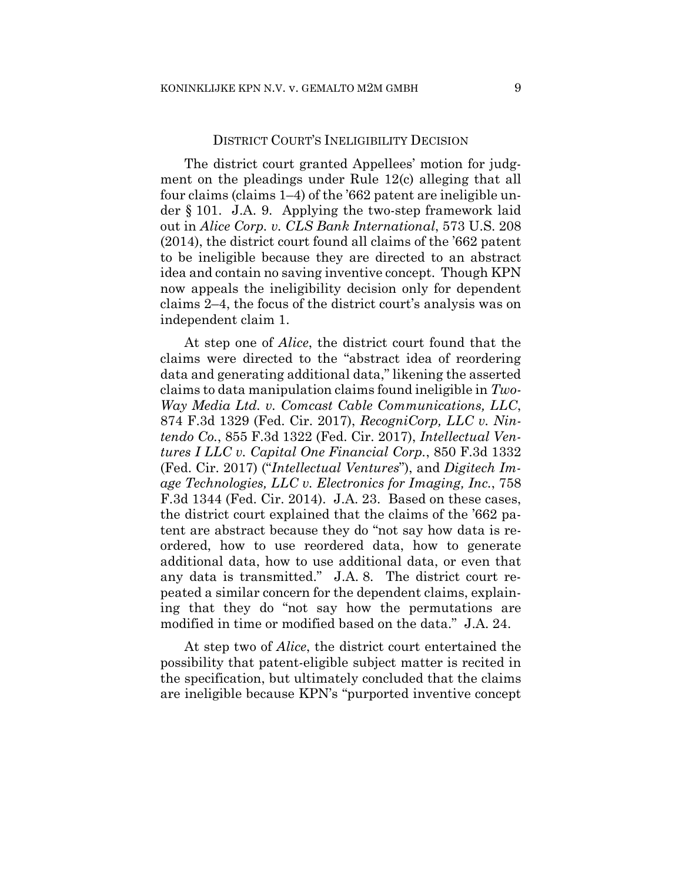## DISTRICT COURT'S INELIGIBILITY DECISION

The district court granted Appellees' motion for judgment on the pleadings under Rule 12(c) alleging that all four claims (claims 1–4) of the '662 patent are ineligible under § 101. J.A. 9. Applying the two-step framework laid out in *Alice Corp. v. CLS Bank International*, 573 U.S. 208 (2014), the district court found all claims of the '662 patent to be ineligible because they are directed to an abstract idea and contain no saving inventive concept. Though KPN now appeals the ineligibility decision only for dependent claims 2–4, the focus of the district court's analysis was on independent claim 1.

At step one of *Alice*, the district court found that the claims were directed to the "abstract idea of reordering data and generating additional data," likening the asserted claims to data manipulation claims found ineligible in *Two-Way Media Ltd. v. Comcast Cable Communications, LLC*, 874 F.3d 1329 (Fed. Cir. 2017), *RecogniCorp, LLC v. Nintendo Co.*, 855 F.3d 1322 (Fed. Cir. 2017), *Intellectual Ventures I LLC v. Capital One Financial Corp.*, 850 F.3d 1332 (Fed. Cir. 2017) ("*Intellectual Ventures*"), and *Digitech Image Technologies, LLC v. Electronics for Imaging, Inc.*, 758 F.3d 1344 (Fed. Cir. 2014). J.A. 23. Based on these cases, the district court explained that the claims of the '662 patent are abstract because they do "not say how data is reordered, how to use reordered data, how to generate additional data, how to use additional data, or even that any data is transmitted." J.A. 8. The district court repeated a similar concern for the dependent claims, explaining that they do "not say how the permutations are modified in time or modified based on the data." J.A. 24.

At step two of *Alice*, the district court entertained the possibility that patent-eligible subject matter is recited in the specification, but ultimately concluded that the claims are ineligible because KPN's "purported inventive concept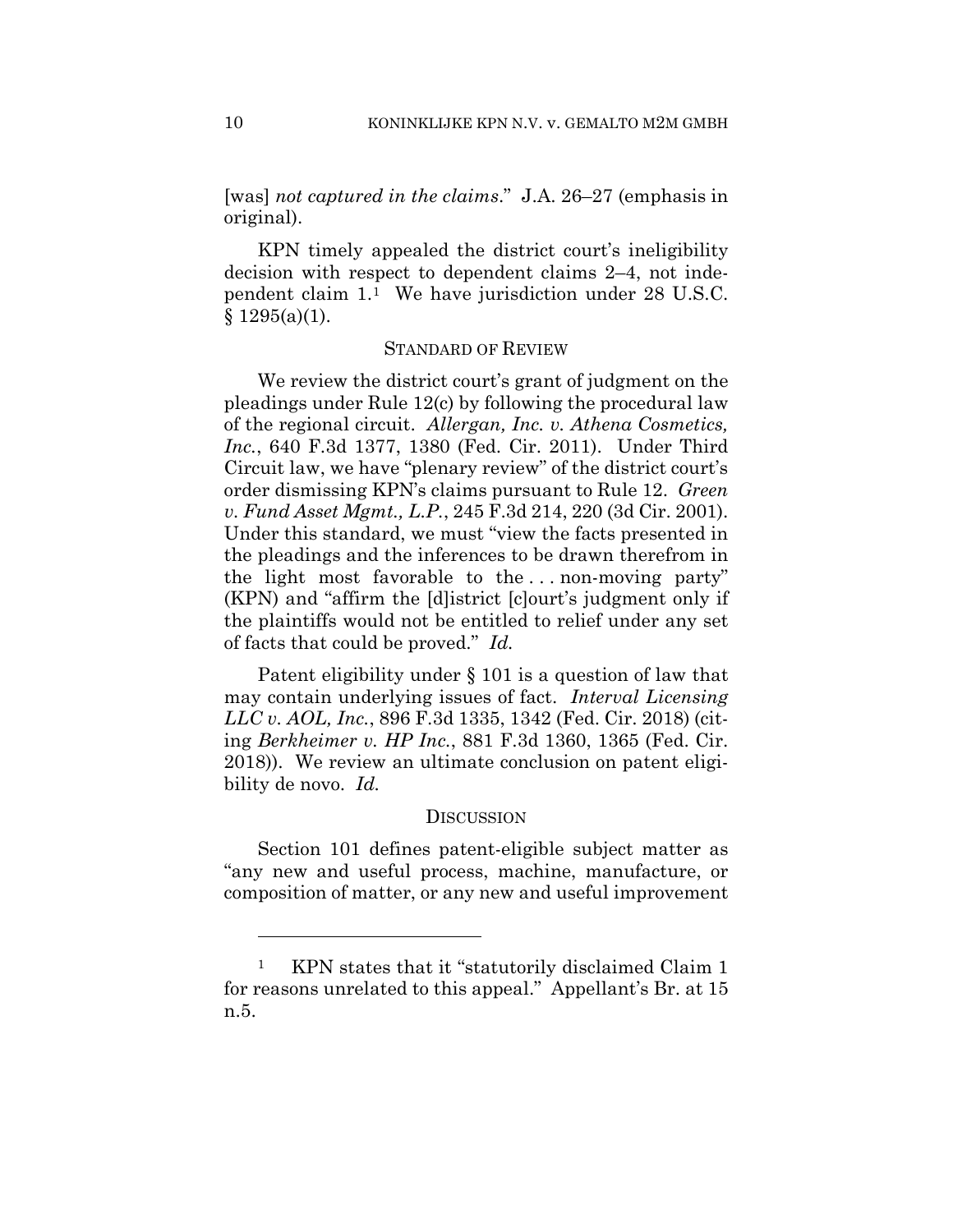[was] *not captured in the claims*." J.A. 26–27 (emphasis in original).

KPN timely appealed the district court's ineligibility decision with respect to dependent claims 2–4, not independent claim 1.[1] We have jurisdiction under 28 U.S.C. § 1295(a)(1).

## STANDARD OF REVIEW

We review the district court's grant of judgment on the pleadings under Rule 12(c) by following the procedural law of the regional circuit. *Allergan, Inc. v. Athena Cosmetics, Inc.*, 640 F.3d 1377, 1380 (Fed. Cir. 2011). Under Third Circuit law, we have "plenary review" of the district court's order dismissing KPN's claims pursuant to Rule 12. *Green v. Fund Asset Mgmt., L.P.*, 245 F.3d 214, 220 (3d Cir. 2001). Under this standard, we must "view the facts presented in the pleadings and the inferences to be drawn therefrom in the light most favorable to the . . . non-moving party" (KPN) and "affirm the [d]istrict [c]ourt's judgment only if the plaintiffs would not be entitled to relief under any set of facts that could be proved." *Id.*

Patent eligibility under § 101 is a question of law that may contain underlying issues of fact. *Interval Licensing LLC v. AOL, Inc.*, 896 F.3d 1335, 1342 (Fed. Cir. 2018) (citing *Berkheimer v. HP Inc.*, 881 F.3d 1360, 1365 (Fed. Cir. 2018)). We review an ultimate conclusion on patent eligibility de novo. *Id.*

## DISCUSSION

Section 101 defines patent-eligible subject matter as "any new and useful process, machine, manufacture, or composition of matter, or any new and useful improvement

---

[1] KPN states that it "statutorily disclaimed Claim 1 for reasons unrelated to this appeal." Appellant's Br. at 15 n.5.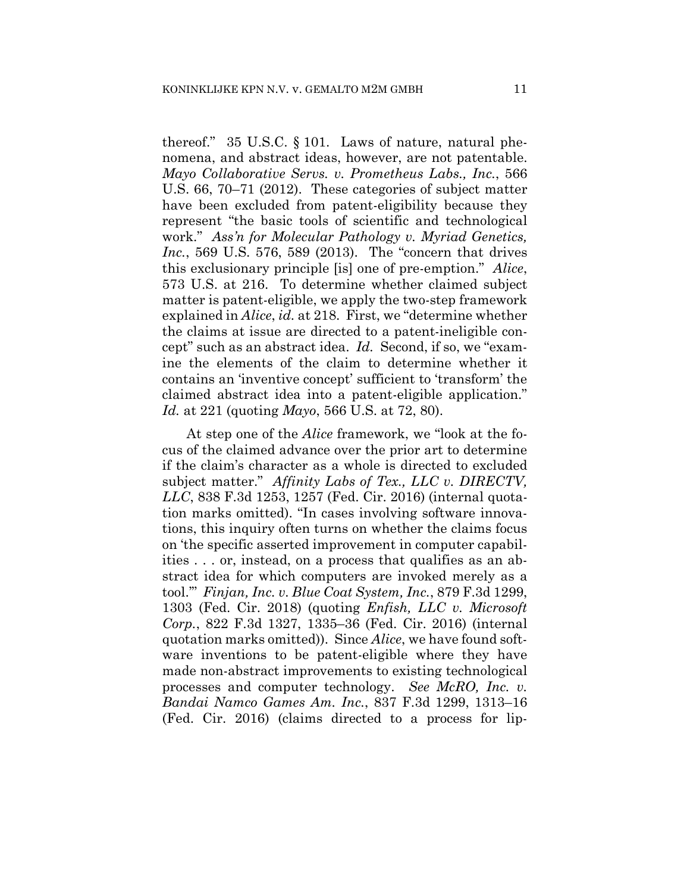thereof." 35 U.S.C. § 101. Laws of nature, natural phenomena, and abstract ideas, however, are not patentable. *Mayo Collaborative Servs. v. Prometheus Labs., Inc.*, 566 U.S. 66, 70–71 (2012). These categories of subject matter have been excluded from patent-eligibility because they represent "the basic tools of scientific and technological work." *Ass'n for Molecular Pathology v. Myriad Genetics, Inc.*, 569 U.S. 576, 589 (2013). The "concern that drives this exclusionary principle [is] one of pre-emption." *Alice*, 573 U.S. at 216. To determine whether claimed subject matter is patent-eligible, we apply the two-step framework explained in *Alice*, *id.* at 218. First, we "determine whether the claims at issue are directed to a patent-ineligible concept" such as an abstract idea. *Id.* Second, if so, we "examine the elements of the claim to determine whether it contains an 'inventive concept' sufficient to 'transform' the claimed abstract idea into a patent-eligible application." *Id.* at 221 (quoting *Mayo*, 566 U.S. at 72, 80).

At step one of the *Alice* framework, we "look at the focus of the claimed advance over the prior art to determine if the claim's character as a whole is directed to excluded subject matter." *Affinity Labs of Tex., LLC v. DIRECTV, LLC*, 838 F.3d 1253, 1257 (Fed. Cir. 2016) (internal quotation marks omitted). "In cases involving software innovations, this inquiry often turns on whether the claims focus on 'the specific asserted improvement in computer capabilities . . . or, instead, on a process that qualifies as an abstract idea for which computers are invoked merely as a tool.'" *Finjan, Inc. v. Blue Coat System, Inc.*, 879 F.3d 1299, 1303 (Fed. Cir. 2018) (quoting *Enfish, LLC v. Microsoft Corp.*, 822 F.3d 1327, 1335–36 (Fed. Cir. 2016) (internal quotation marks omitted)). Since *Alice*, we have found software inventions to be patent-eligible where they have made non-abstract improvements to existing technological processes and computer technology. *See McRO, Inc. v. Bandai Namco Games Am. Inc.*, 837 F.3d 1299, 1313–16 (Fed. Cir. 2016) (claims directed to a process for lip-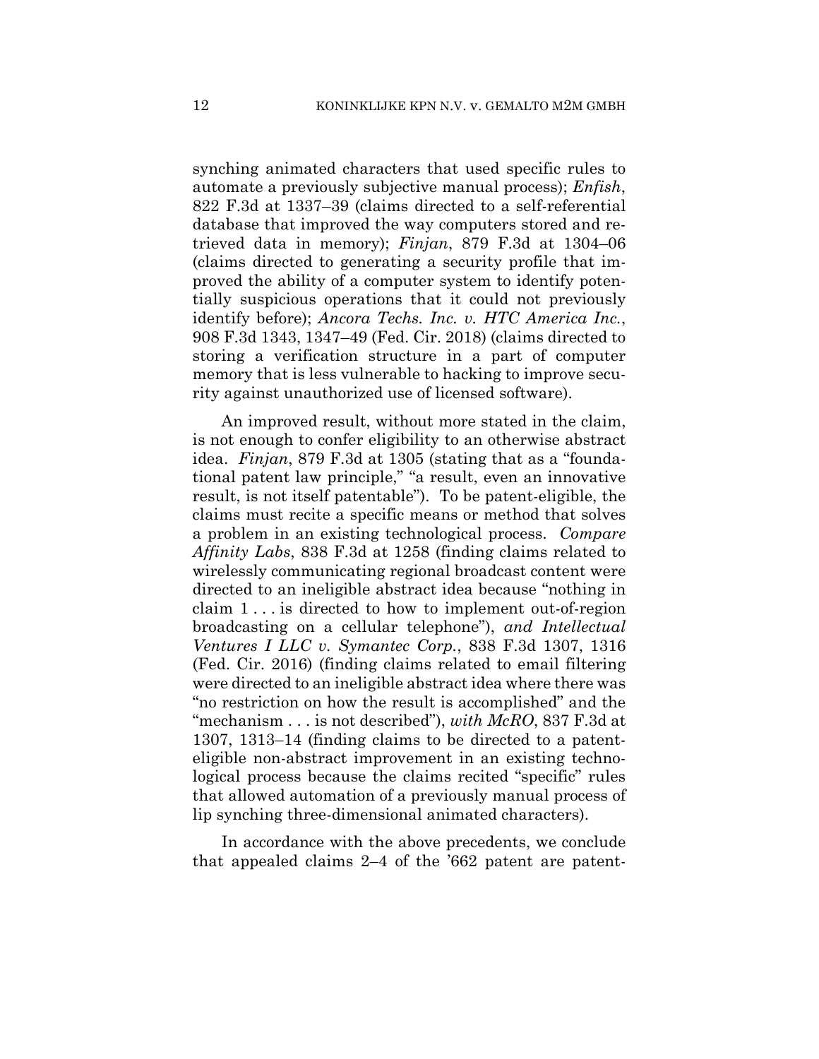synching animated characters that used specific rules to automate a previously subjective manual process); *Enfish*, 822 F.3d at 1337–39 (claims directed to a self-referential database that improved the way computers stored and retrieved data in memory); *Finjan*, 879 F.3d at 1304–06 (claims directed to generating a security profile that improved the ability of a computer system to identify potentially suspicious operations that it could not previously identify before); *Ancora Techs. Inc. v. HTC America Inc.*, 908 F.3d 1343, 1347–49 (Fed. Cir. 2018) (claims directed to storing a verification structure in a part of computer memory that is less vulnerable to hacking to improve security against unauthorized use of licensed software).

An improved result, without more stated in the claim, is not enough to confer eligibility to an otherwise abstract idea. *Finjan*, 879 F.3d at 1305 (stating that as a "foundational patent law principle," "a result, even an innovative result, is not itself patentable"). To be patent-eligible, the claims must recite a specific means or method that solves a problem in an existing technological process. *Compare Affinity Labs*, 838 F.3d at 1258 (finding claims related to wirelessly communicating regional broadcast content were directed to an ineligible abstract idea because "nothing in claim 1 . . . is directed to how to implement out-of-region broadcasting on a cellular telephone"), *and Intellectual Ventures I LLC v. Symantec Corp.*, 838 F.3d 1307, 1316 (Fed. Cir. 2016) (finding claims related to email filtering were directed to an ineligible abstract idea where there was "no restriction on how the result is accomplished" and the "mechanism . . . is not described"), *with McRO*, 837 F.3d at 1307, 1313–14 (finding claims to be directed to a patent-eligible non-abstract improvement in an existing technological process because the claims recited "specific" rules that allowed automation of a previously manual process of lip synching three-dimensional animated characters).

In accordance with the above precedents, we conclude that appealed claims 2–4 of the '662 patent are patent-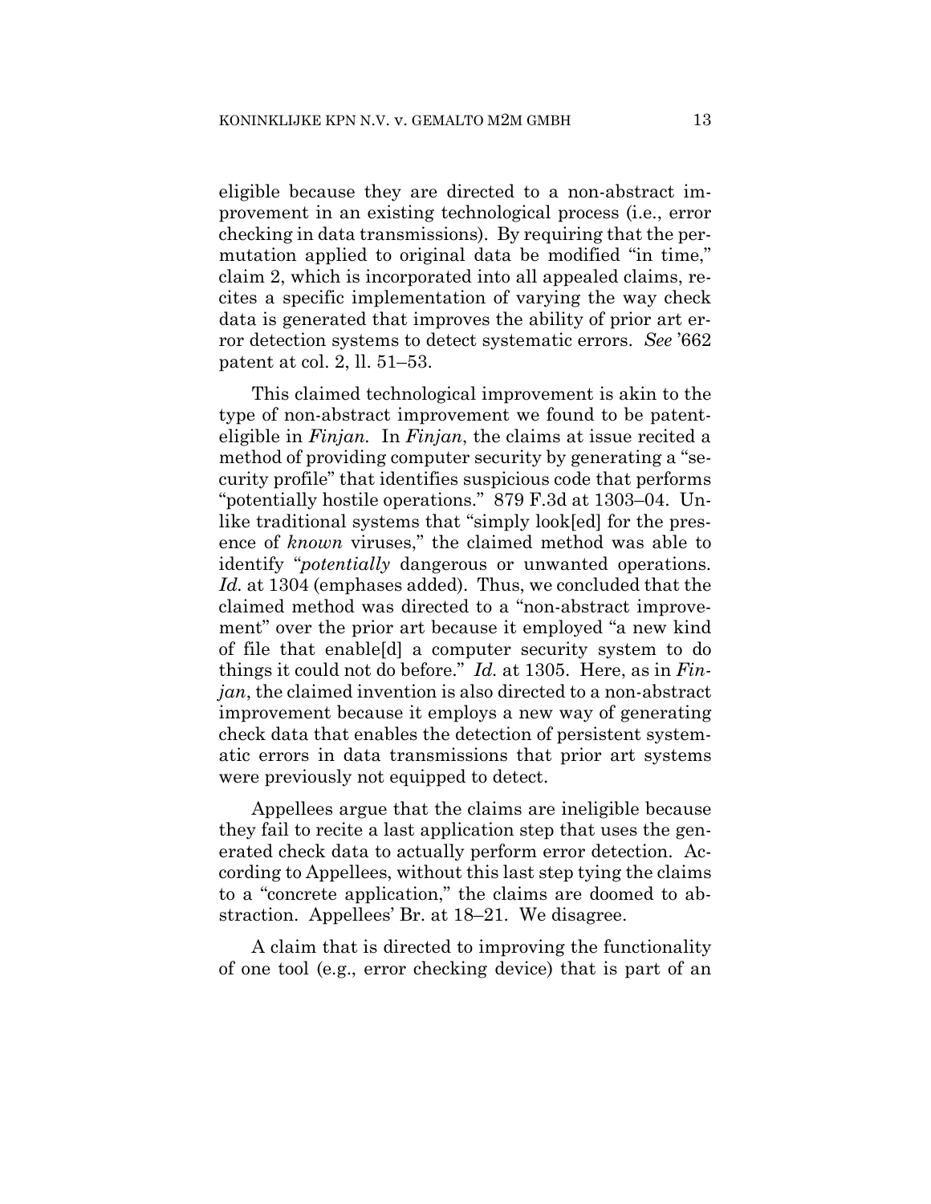eligible because they are directed to a non-abstract improvement in an existing technological process (i.e., error checking in data transmissions). By requiring that the permutation applied to original data be modified "in time," claim 2, which is incorporated into all appealed claims, recites a specific implementation of varying the way check data is generated that improves the ability of prior art error detection systems to detect systematic errors. *See* '662 patent at col. 2, ll. 51–53.

This claimed technological improvement is akin to the type of non-abstract improvement we found to be patent-eligible in *Finjan*. In *Finjan*, the claims at issue recited a method of providing computer security by generating a "security profile" that identifies suspicious code that performs "potentially hostile operations." 879 F.3d at 1303–04. Unlike traditional systems that "simply look[ed] for the presence of *known* viruses," the claimed method was able to identify "*potentially* dangerous or unwanted operations. *Id.* at 1304 (emphases added). Thus, we concluded that the claimed method was directed to a "non-abstract improvement" over the prior art because it employed "a new kind of file that enable[d] a computer security system to do things it could not do before." *Id.* at 1305. Here, as in *Finjan*, the claimed invention is also directed to a non-abstract improvement because it employs a new way of generating check data that enables the detection of persistent systematic errors in data transmissions that prior art systems were previously not equipped to detect.

Appellees argue that the claims are ineligible because they fail to recite a last application step that uses the generated check data to actually perform error detection. According to Appellees, without this last step tying the claims to a "concrete application," the claims are doomed to abstraction. Appellees' Br. at 18–21. We disagree.

A claim that is directed to improving the functionality of one tool (e.g., error checking device) that is part of an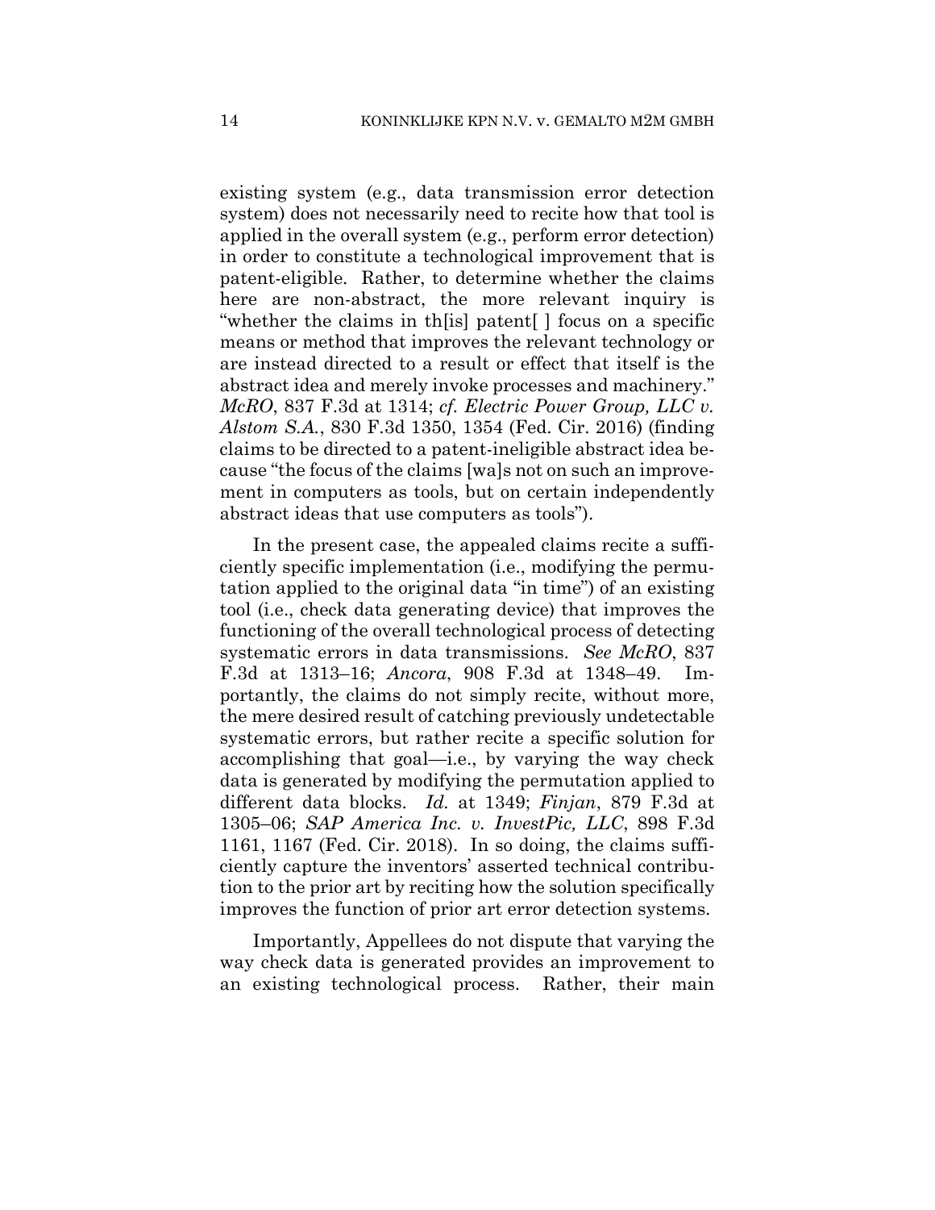existing system (e.g., data transmission error detection system) does not necessarily need to recite how that tool is applied in the overall system (e.g., perform error detection) in order to constitute a technological improvement that is patent-eligible. Rather, to determine whether the claims here are non-abstract, the more relevant inquiry is "whether the claims in th[is] patent[ ] focus on a specific means or method that improves the relevant technology or are instead directed to a result or effect that itself is the abstract idea and merely invoke processes and machinery." *McRO*, 837 F.3d at 1314; *cf. Electric Power Group, LLC v. Alstom S.A.*, 830 F.3d 1350, 1354 (Fed. Cir. 2016) (finding claims to be directed to a patent-ineligible abstract idea because "the focus of the claims [wa]s not on such an improvement in computers as tools, but on certain independently abstract ideas that use computers as tools").

In the present case, the appealed claims recite a sufficiently specific implementation (i.e., modifying the permutation applied to the original data "in time") of an existing tool (i.e., check data generating device) that improves the functioning of the overall technological process of detecting systematic errors in data transmissions. *See McRO*, 837 F.3d at 1313–16; *Ancora*, 908 F.3d at 1348–49. Importantly, the claims do not simply recite, without more, the mere desired result of catching previously undetectable systematic errors, but rather recite a specific solution for accomplishing that goal—i.e., by varying the way check data is generated by modifying the permutation applied to different data blocks. *Id.* at 1349; *Finjan*, 879 F.3d at 1305–06; *SAP America Inc. v. InvestPic, LLC*, 898 F.3d 1161, 1167 (Fed. Cir. 2018). In so doing, the claims sufficiently capture the inventors' asserted technical contribution to the prior art by reciting how the solution specifically improves the function of prior art error detection systems.

Importantly, Appellees do not dispute that varying the way check data is generated provides an improvement to an existing technological process. Rather, their main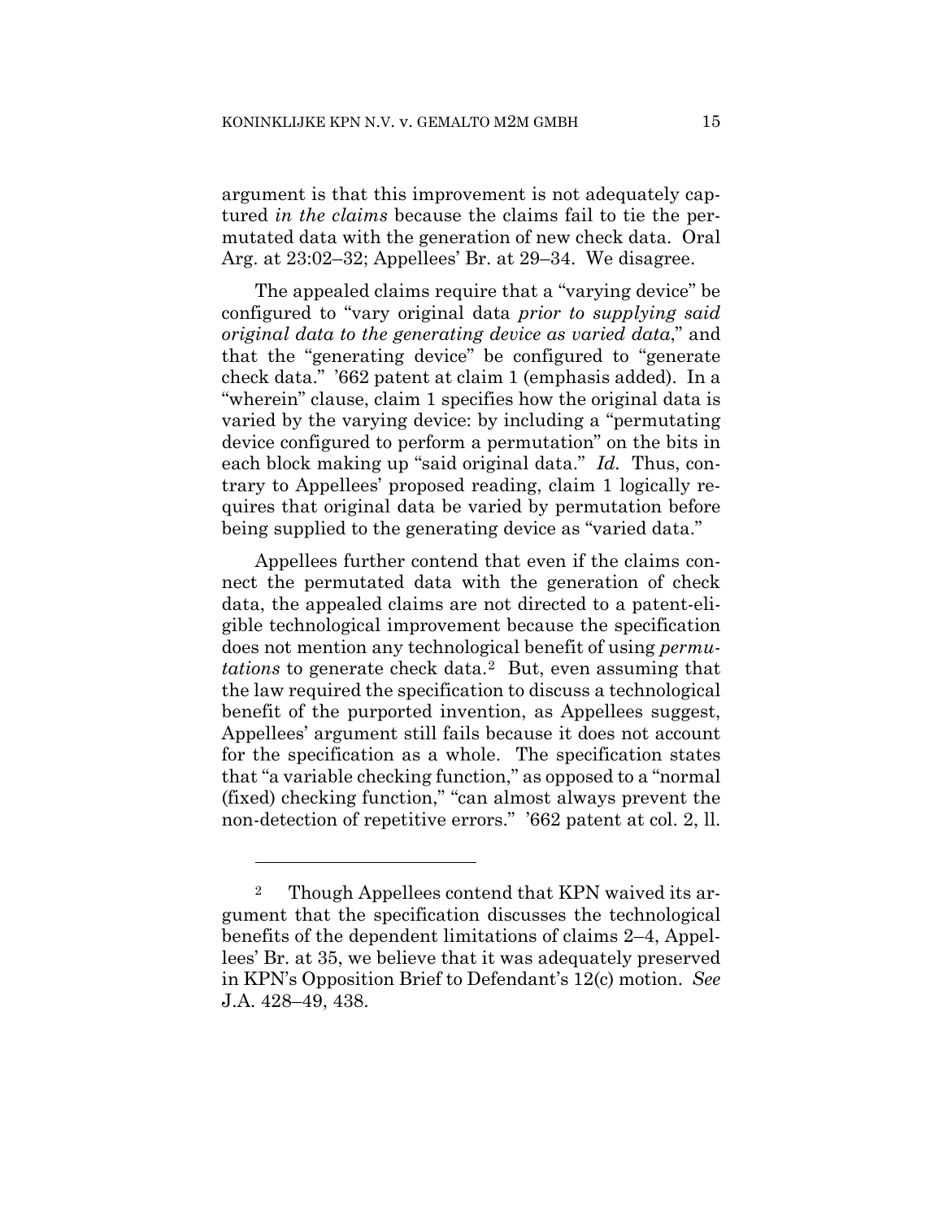argument is that this improvement is not adequately captured *in the claims* because the claims fail to tie the permutated data with the generation of new check data. Oral Arg. at 23:02–32; Appellees' Br. at 29–34. We disagree.

The appealed claims require that a "varying device" be configured to "vary original data *prior to supplying said original data to the generating device as varied data*," and that the "generating device" be configured to "generate check data." '662 patent at claim 1 (emphasis added). In a "wherein" clause, claim 1 specifies how the original data is varied by the varying device: by including a "permutating device configured to perform a permutation" on the bits in each block making up "said original data." *Id.* Thus, contrary to Appellees' proposed reading, claim 1 logically requires that original data be varied by permutation before being supplied to the generating device as "varied data."

Appellees further contend that even if the claims connect the permutated data with the generation of check data, the appealed claims are not directed to a patent-eligible technological improvement because the specification does not mention any technological benefit of using *permutations* to generate check data.[2] But, even assuming that the law required the specification to discuss a technological benefit of the purported invention, as Appellees suggest, Appellees' argument still fails because it does not account for the specification as a whole. The specification states that "a variable checking function," as opposed to a "normal (fixed) checking function," "can almost always prevent the non-detection of repetitive errors." '662 patent at col. 2, ll.

---

[2] Though Appellees contend that KPN waived its argument that the specification discusses the technological benefits of the dependent limitations of claims 2–4, Appellees' Br. at 35, we believe that it was adequately preserved in KPN's Opposition Brief to Defendant's 12(c) motion. *See* J.A. 428–49, 438.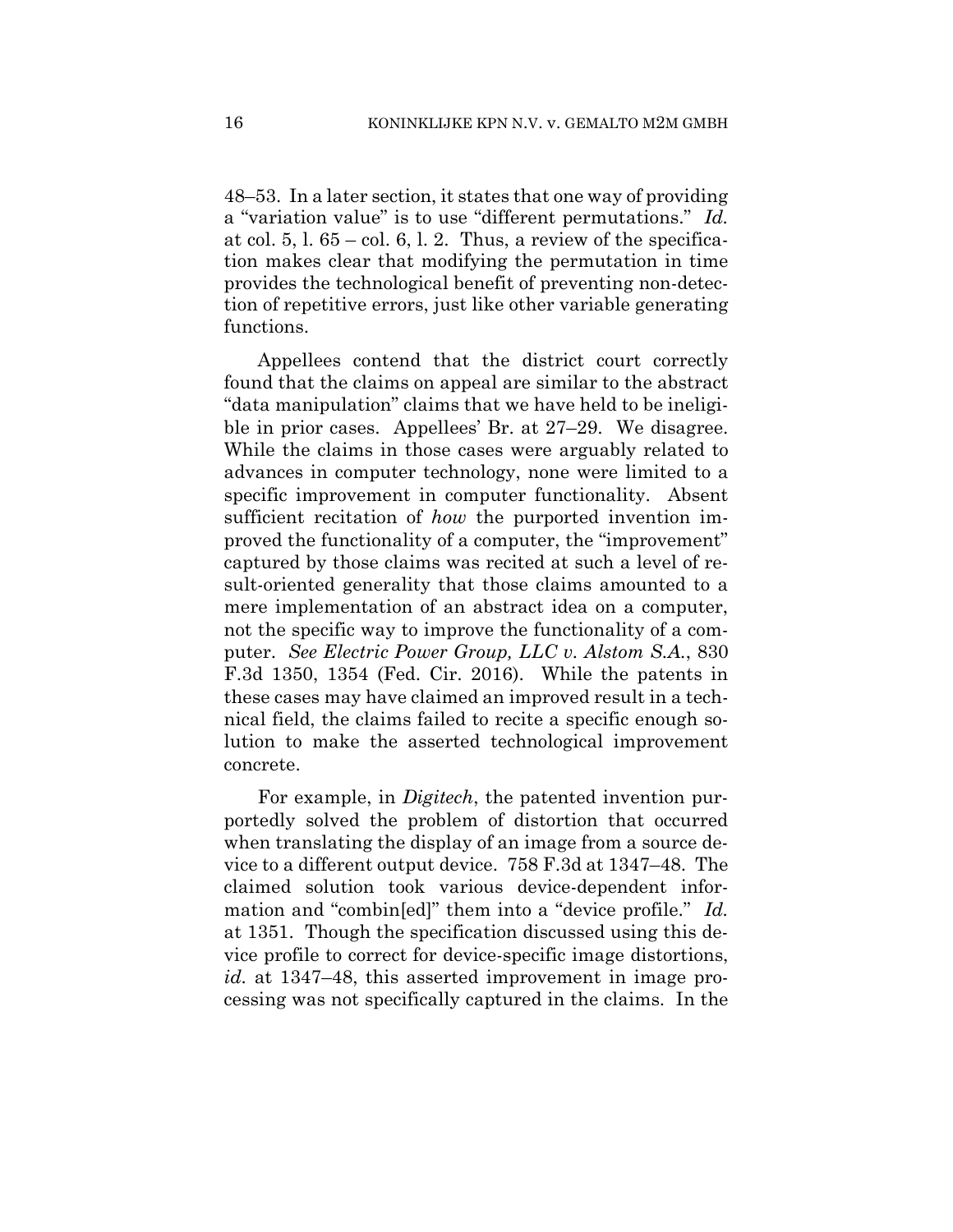48–53. In a later section, it states that one way of providing a "variation value" is to use "different permutations." *Id.* at col. 5, l. 65 – col. 6, l. 2. Thus, a review of the specification makes clear that modifying the permutation in time provides the technological benefit of preventing non-detection of repetitive errors, just like other variable generating functions.

Appellees contend that the district court correctly found that the claims on appeal are similar to the abstract "data manipulation" claims that we have held to be ineligible in prior cases. Appellees' Br. at 27–29. We disagree. While the claims in those cases were arguably related to advances in computer technology, none were limited to a specific improvement in computer functionality. Absent sufficient recitation of *how* the purported invention improved the functionality of a computer, the "improvement" captured by those claims was recited at such a level of result-oriented generality that those claims amounted to a mere implementation of an abstract idea on a computer, not the specific way to improve the functionality of a computer. *See Electric Power Group, LLC v. Alstom S.A.*, 830 F.3d 1350, 1354 (Fed. Cir. 2016). While the patents in these cases may have claimed an improved result in a technical field, the claims failed to recite a specific enough solution to make the asserted technological improvement concrete.

For example, in *Digitech*, the patented invention purportedly solved the problem of distortion that occurred when translating the display of an image from a source device to a different output device. 758 F.3d at 1347–48. The claimed solution took various device-dependent information and "combin[ed]" them into a "device profile." *Id.* at 1351. Though the specification discussed using this device profile to correct for device-specific image distortions, *id.* at 1347–48, this asserted improvement in image processing was not specifically captured in the claims. In the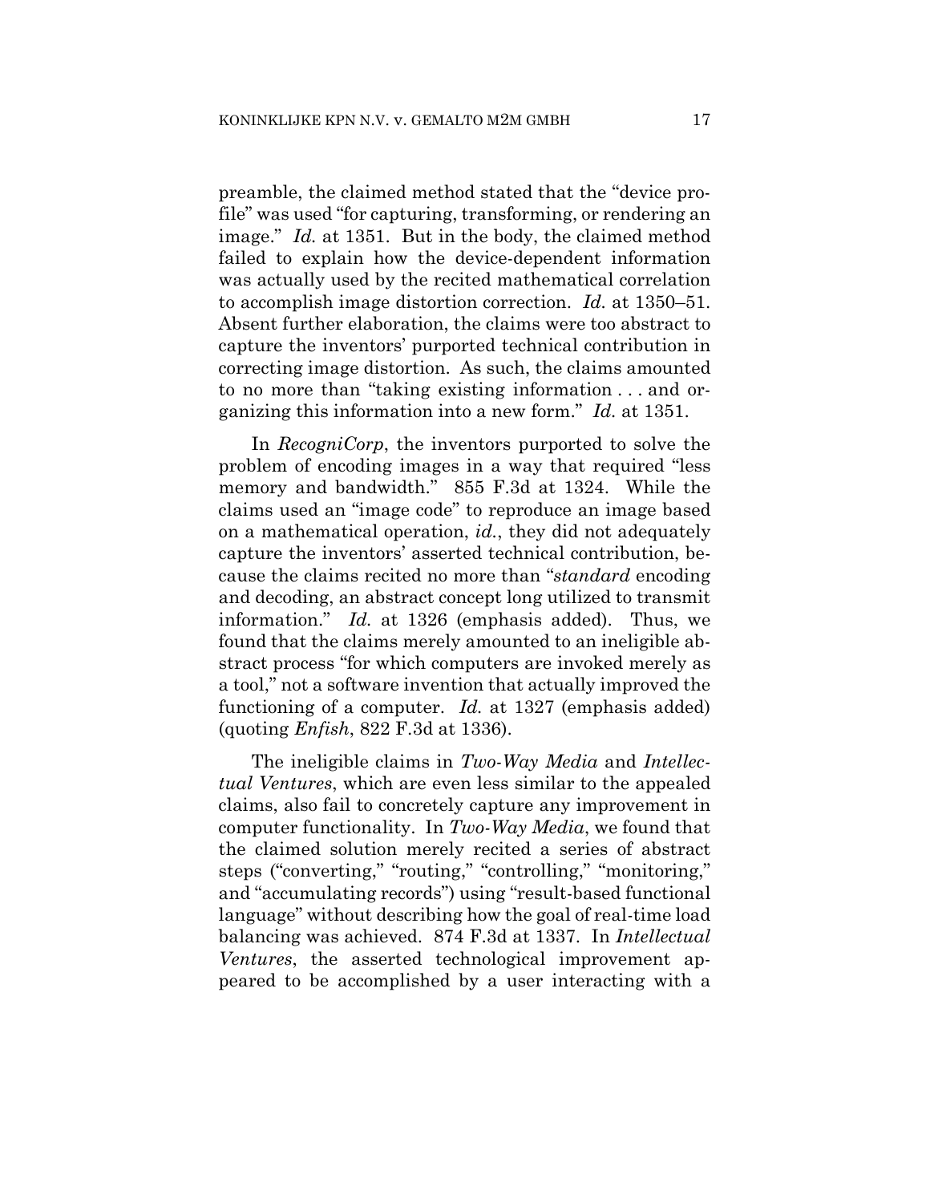preamble, the claimed method stated that the "device profile" was used "for capturing, transforming, or rendering an image." *Id.* at 1351. But in the body, the claimed method failed to explain how the device-dependent information was actually used by the recited mathematical correlation to accomplish image distortion correction. *Id.* at 1350–51. Absent further elaboration, the claims were too abstract to capture the inventors' purported technical contribution in correcting image distortion. As such, the claims amounted to no more than "taking existing information . . . and organizing this information into a new form." *Id.* at 1351.

In *RecogniCorp*, the inventors purported to solve the problem of encoding images in a way that required "less memory and bandwidth." 855 F.3d at 1324. While the claims used an "image code" to reproduce an image based on a mathematical operation, *id.*, they did not adequately capture the inventors' asserted technical contribution, because the claims recited no more than "*standard* encoding and decoding, an abstract concept long utilized to transmit information." *Id.* at 1326 (emphasis added). Thus, we found that the claims merely amounted to an ineligible abstract process "for which computers are invoked merely as a tool," not a software invention that actually improved the functioning of a computer. *Id.* at 1327 (emphasis added) (quoting *Enfish*, 822 F.3d at 1336).

The ineligible claims in *Two-Way Media* and *Intellectual Ventures*, which are even less similar to the appealed claims, also fail to concretely capture any improvement in computer functionality. In *Two-Way Media*, we found that the claimed solution merely recited a series of abstract steps ("converting," "routing," "controlling," "monitoring," and "accumulating records") using "result-based functional language" without describing how the goal of real-time load balancing was achieved. 874 F.3d at 1337. In *Intellectual Ventures*, the asserted technological improvement appeared to be accomplished by a user interacting with a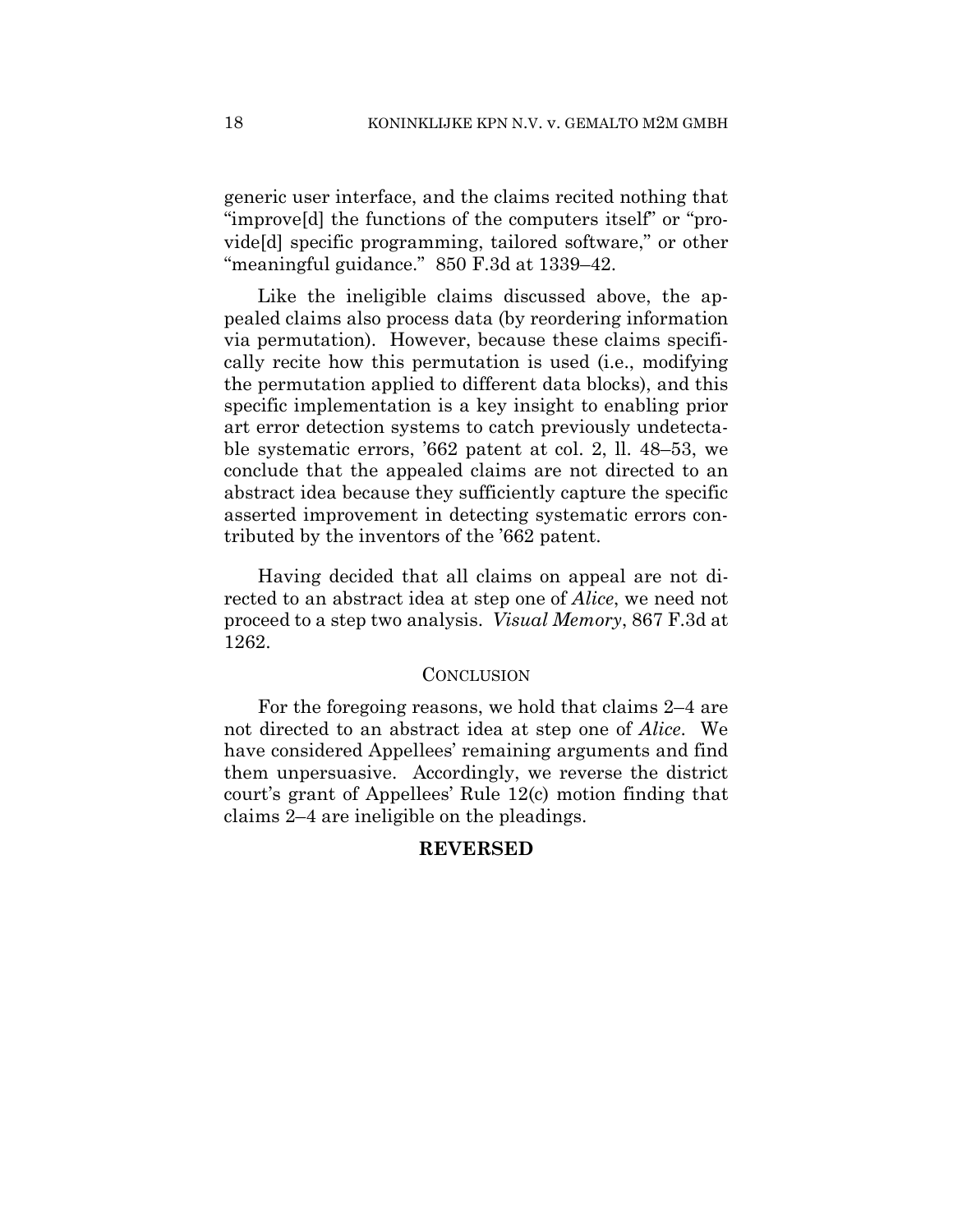generic user interface, and the claims recited nothing that "improve[d] the functions of the computers itself" or "provide[d] specific programming, tailored software," or other "meaningful guidance." 850 F.3d at 1339–42.

Like the ineligible claims discussed above, the appealed claims also process data (by reordering information via permutation). However, because these claims specifically recite how this permutation is used (i.e., modifying the permutation applied to different data blocks), and this specific implementation is a key insight to enabling prior art error detection systems to catch previously undetectable systematic errors, '662 patent at col. 2, ll. 48–53, we conclude that the appealed claims are not directed to an abstract idea because they sufficiently capture the specific asserted improvement in detecting systematic errors contributed by the inventors of the '662 patent.

Having decided that all claims on appeal are not directed to an abstract idea at step one of *Alice*, we need not proceed to a step two analysis. *Visual Memory*, 867 F.3d at 1262.

## CONCLUSION

For the foregoing reasons, we hold that claims 2–4 are not directed to an abstract idea at step one of *Alice*. We have considered Appellees' remaining arguments and find them unpersuasive. Accordingly, we reverse the district court's grant of Appellees' Rule 12(c) motion finding that claims 2–4 are ineligible on the pleadings.

**REVERSED**